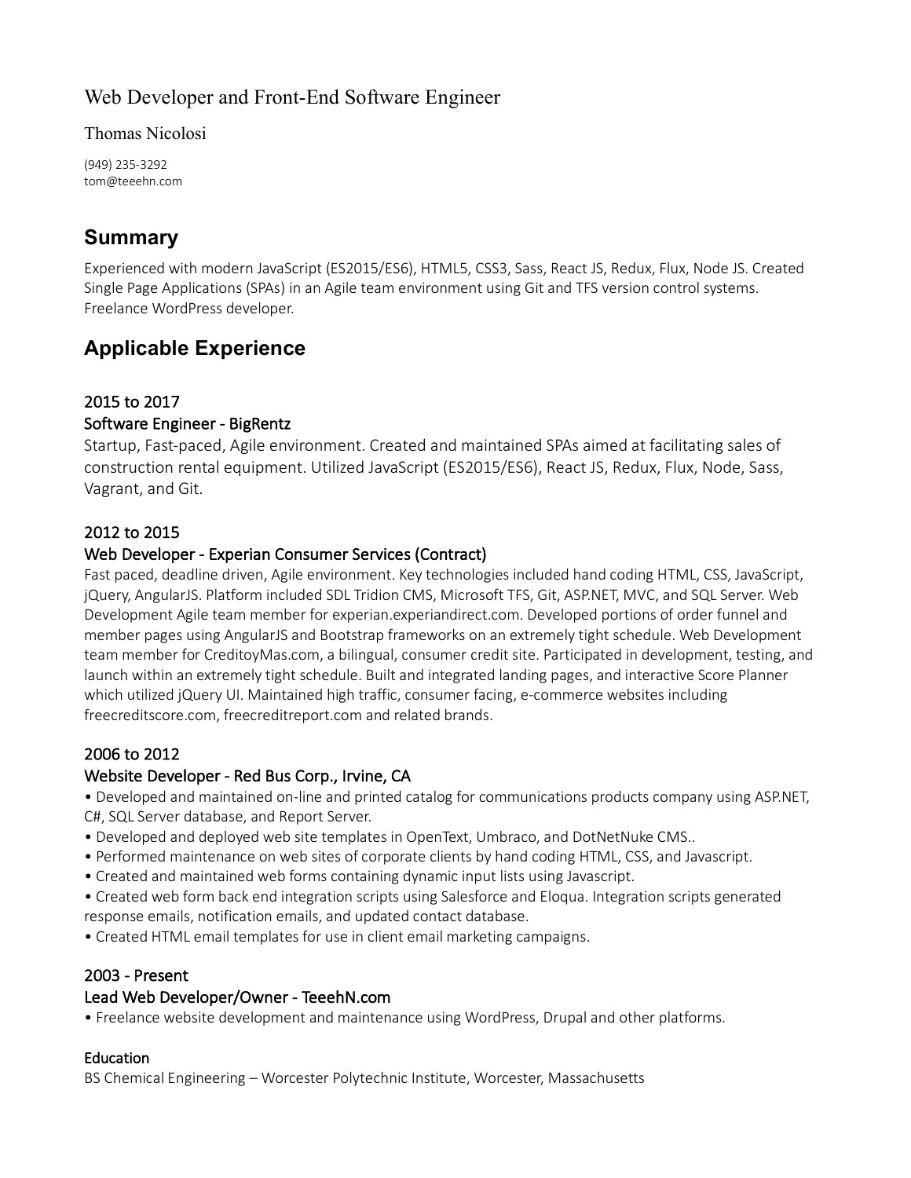# Web Developer and Front-End Software Engineer

## Thomas Nicolosi

(949) 235-3292
tom@teeehn.com

## Summary

Experienced with modern JavaScript (ES2015/ES6), HTML5, CSS3, Sass, React JS, Redux, Flux, Node JS. Created Single Page Applications (SPAs) in an Agile team environment using Git and TFS version control systems. Freelance WordPress developer.

## Applicable Experience

### 2015 to 2017
### Software Engineer - BigRentz

Startup, Fast-paced, Agile environment. Created and maintained SPAs aimed at facilitating sales of construction rental equipment. Utilized JavaScript (ES2015/ES6), React JS, Redux, Flux, Node, Sass, Vagrant, and Git.

### 2012 to 2015
### Web Developer - Experian Consumer Services (Contract)

Fast paced, deadline driven, Agile environment. Key technologies included hand coding HTML, CSS, JavaScript, jQuery, AngularJS. Platform included SDL Tridion CMS, Microsoft TFS, Git, ASP.NET, MVC, and SQL Server. Web Development Agile team member for experian.experiandirect.com. Developed portions of order funnel and member pages using AngularJS and Bootstrap frameworks on an extremely tight schedule. Web Development team member for CreditoyMas.com, a bilingual, consumer credit site. Participated in development, testing, and launch within an extremely tight schedule. Built and integrated landing pages, and interactive Score Planner which utilized jQuery UI. Maintained high traffic, consumer facing, e-commerce websites including freecreditscore.com, freecreditreport.com and related brands.

### 2006 to 2012
### Website Developer - Red Bus Corp., Irvine, CA

- Developed and maintained on-line and printed catalog for communications products company using ASP.NET, C#, SQL Server database, and Report Server.
- Developed and deployed web site templates in OpenText, Umbraco, and DotNetNuke CMS..
- Performed maintenance on web sites of corporate clients by hand coding HTML, CSS, and Javascript.
- Created and maintained web forms containing dynamic input lists using Javascript.
- Created web form back end integration scripts using Salesforce and Eloqua. Integration scripts generated response emails, notification emails, and updated contact database.
- Created HTML email templates for use in client email marketing campaigns.

### 2003 - Present
### Lead Web Developer/Owner - TeeehN.com

- Freelance website development and maintenance using WordPress, Drupal and other platforms.

### Education

BS Chemical Engineering – Worcester Polytechnic Institute, Worcester, Massachusetts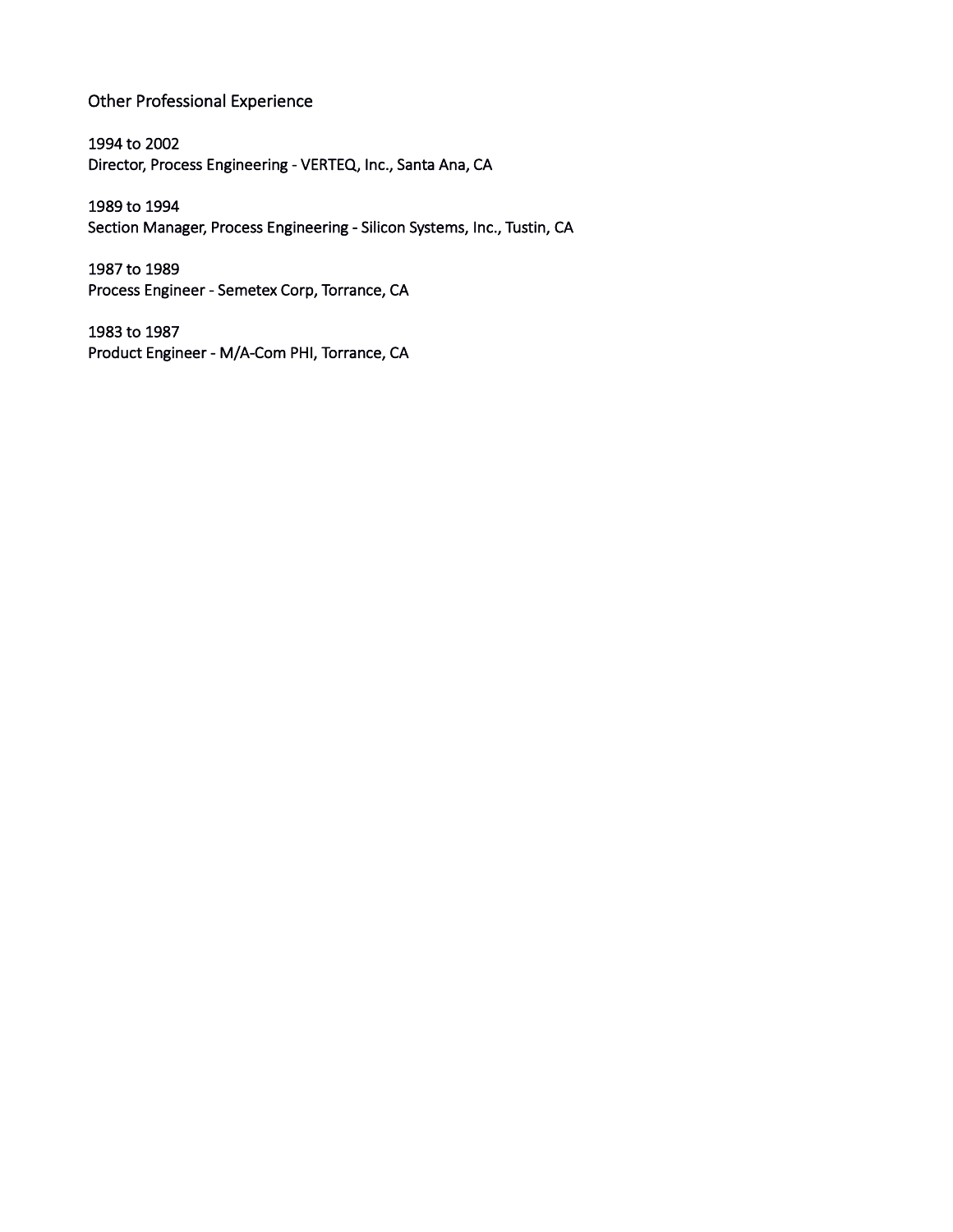## Other Professional Experience

1994 to 2002
Director, Process Engineering - VERTEQ, Inc., Santa Ana, CA

1989 to 1994
Section Manager, Process Engineering - Silicon Systems, Inc., Tustin, CA

1987 to 1989
Process Engineer - Semetex Corp, Torrance, CA

1983 to 1987
Product Engineer - M/A-Com PHI, Torrance, CA